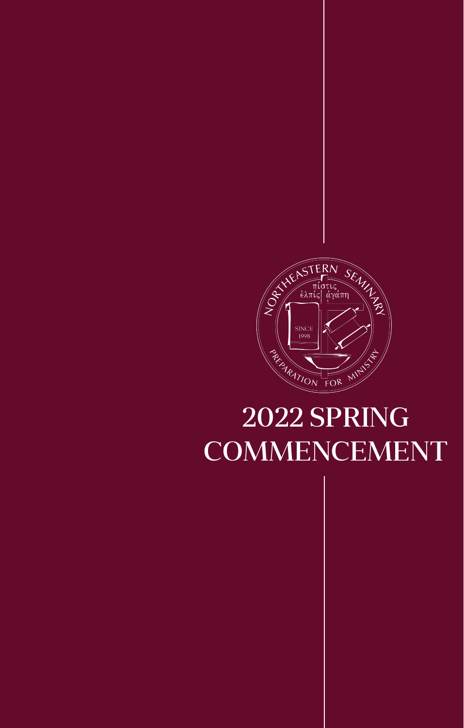NORTHEASTERN SEMINARY

πίστις
ἐλπίς ἀγάπη

SINCE
1998

PREPARATION FOR MINISTRY

# 2022 SPRING COMMENCEMENT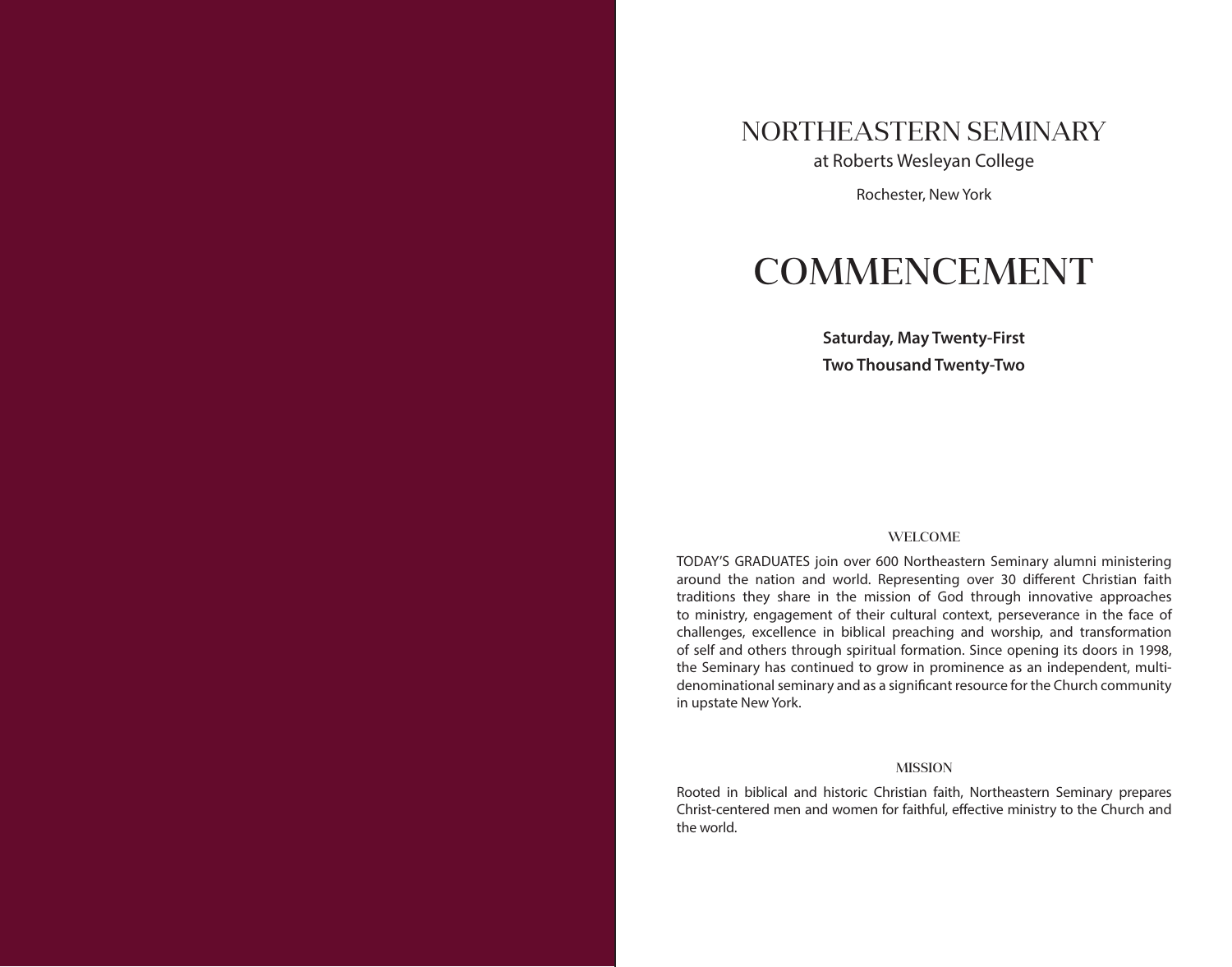# NORTHEASTERN SEMINARY

at Roberts Wesleyan College

Rochester, New York

# COMMENCEMENT

**Saturday, May Twenty-First**

**Two Thousand Twenty-Two**

## WELCOME

TODAY'S GRADUATES join over 600 Northeastern Seminary alumni ministering around the nation and world. Representing over 30 different Christian faith traditions they share in the mission of God through innovative approaches to ministry, engagement of their cultural context, perseverance in the face of challenges, excellence in biblical preaching and worship, and transformation of self and others through spiritual formation. Since opening its doors in 1998, the Seminary has continued to grow in prominence as an independent, multi-denominational seminary and as a significant resource for the Church community in upstate New York.

## MISSION

Rooted in biblical and historic Christian faith, Northeastern Seminary prepares Christ-centered men and women for faithful, effective ministry to the Church and the world.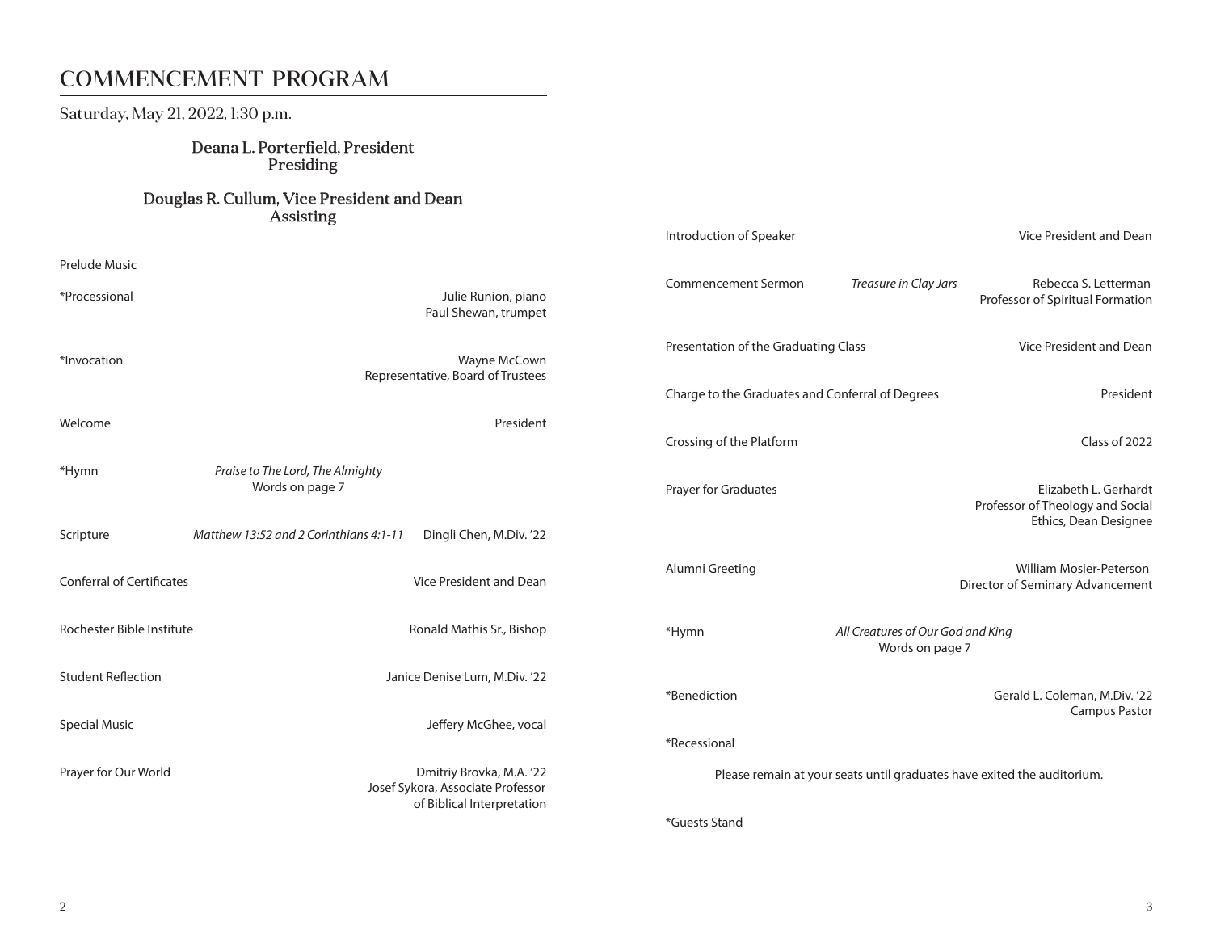# COMMENCEMENT PROGRAM

Saturday, May 21, 2022, 1:30 p.m.

**Deana L. Porterfield, President**
**Presiding**

**Douglas R. Cullum, Vice President and Dean**
**Assisting**

Prelude Music

*Processional — Julie Runion, piano; Paul Shewan, trumpet

*Invocation — Wayne McCown, Representative, Board of Trustees

Welcome — President

*Hymn — *Praise to The Lord, The Almighty* — Words on page 7

Scripture — *Matthew 13:52 and 2 Corinthians 4:1-11* — Dingli Chen, M.Div. '22

Conferral of Certificates — Vice President and Dean

Rochester Bible Institute — Ronald Mathis Sr., Bishop

Student Reflection — Janice Denise Lum, M.Div. '22

Special Music — Jeffery McGhee, vocal

Prayer for Our World — Dmitriy Brovka, M.A. '22; Josef Sykora, Associate Professor of Biblical Interpretation

Introduction of Speaker — Vice President and Dean

Commencement Sermon — *Treasure in Clay Jars* — Rebecca S. Letterman, Professor of Spiritual Formation

Presentation of the Graduating Class — Vice President and Dean

Charge to the Graduates and Conferral of Degrees — President

Crossing of the Platform — Class of 2022

Prayer for Graduates — Elizabeth L. Gerhardt, Professor of Theology and Social Ethics, Dean Designee

Alumni Greeting — William Mosier-Peterson, Director of Seminary Advancement

*Hymn — *All Creatures of Our God and King* — Words on page 7

*Benediction — Gerald L. Coleman, M.Div. '22, Campus Pastor

*Recessional

Please remain at your seats until graduates have exited the auditorium.

*Guests Stand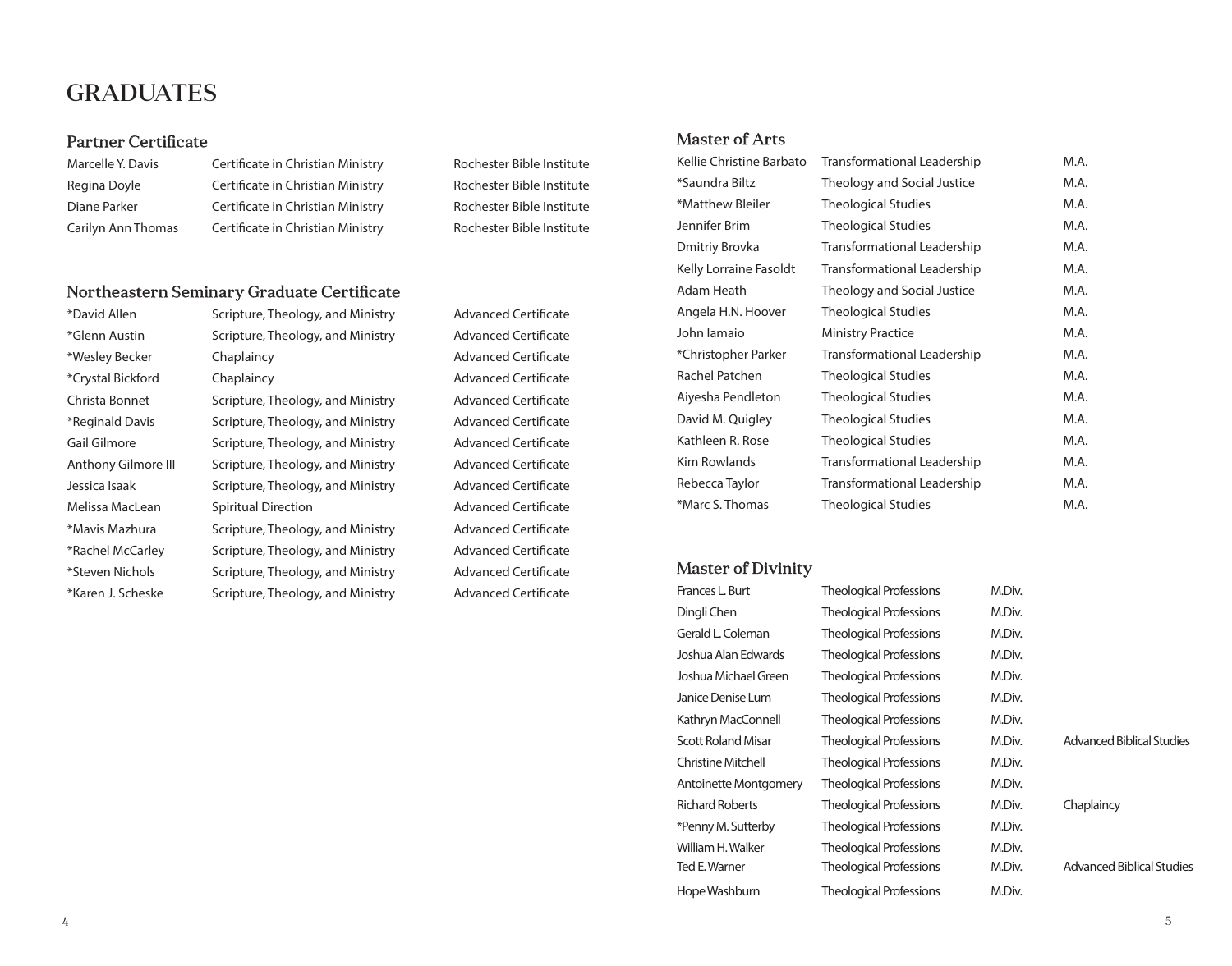# GRADUATES

## Partner Certificate

| | | |
|---|---|---|
| Marcelle Y. Davis | Certificate in Christian Ministry | Rochester Bible Institute |
| Regina Doyle | Certificate in Christian Ministry | Rochester Bible Institute |
| Diane Parker | Certificate in Christian Ministry | Rochester Bible Institute |
| Carilyn Ann Thomas | Certificate in Christian Ministry | Rochester Bible Institute |

## Northeastern Seminary Graduate Certificate

| | | |
|---|---|---|
| *David Allen | Scripture, Theology, and Ministry | Advanced Certificate |
| *Glenn Austin | Scripture, Theology, and Ministry | Advanced Certificate |
| *Wesley Becker | Chaplaincy | Advanced Certificate |
| *Crystal Bickford | Chaplaincy | Advanced Certificate |
| Christa Bonnet | Scripture, Theology, and Ministry | Advanced Certificate |
| *Reginald Davis | Scripture, Theology, and Ministry | Advanced Certificate |
| Gail Gilmore | Scripture, Theology, and Ministry | Advanced Certificate |
| Anthony Gilmore III | Scripture, Theology, and Ministry | Advanced Certificate |
| Jessica Isaak | Scripture, Theology, and Ministry | Advanced Certificate |
| Melissa MacLean | Spiritual Direction | Advanced Certificate |
| *Mavis Mazhura | Scripture, Theology, and Ministry | Advanced Certificate |
| *Rachel McCarley | Scripture, Theology, and Ministry | Advanced Certificate |
| *Steven Nichols | Scripture, Theology, and Ministry | Advanced Certificate |
| *Karen J. Scheske | Scripture, Theology, and Ministry | Advanced Certificate |

## Master of Arts

| | | |
|---|---|---|
| Kellie Christine Barbato | Transformational Leadership | M.A. |
| *Saundra Biltz | Theology and Social Justice | M.A. |
| *Matthew Bleiler | Theological Studies | M.A. |
| Jennifer Brim | Theological Studies | M.A. |
| Dmitriy Brovka | Transformational Leadership | M.A. |
| Kelly Lorraine Fasoldt | Transformational Leadership | M.A. |
| Adam Heath | Theology and Social Justice | M.A. |
| Angela H.N. Hoover | Theological Studies | M.A. |
| John Iamaio | Ministry Practice | M.A. |
| *Christopher Parker | Transformational Leadership | M.A. |
| Rachel Patchen | Theological Studies | M.A. |
| Aiyesha Pendleton | Theological Studies | M.A. |
| David M. Quigley | Theological Studies | M.A. |
| Kathleen R. Rose | Theological Studies | M.A. |
| Kim Rowlands | Transformational Leadership | M.A. |
| Rebecca Taylor | Transformational Leadership | M.A. |
| *Marc S. Thomas | Theological Studies | M.A. |

## Master of Divinity

| | | | |
|---|---|---|---|
| Frances L. Burt | Theological Professions | M.Div. | |
| Dingli Chen | Theological Professions | M.Div. | |
| Gerald L. Coleman | Theological Professions | M.Div. | |
| Joshua Alan Edwards | Theological Professions | M.Div. | |
| Joshua Michael Green | Theological Professions | M.Div. | |
| Janice Denise Lum | Theological Professions | M.Div. | |
| Kathryn MacConnell | Theological Professions | M.Div. | |
| Scott Roland Misar | Theological Professions | M.Div. | Advanced Biblical Studies |
| Christine Mitchell | Theological Professions | M.Div. | |
| Antoinette Montgomery | Theological Professions | M.Div. | |
| Richard Roberts | Theological Professions | M.Div. | Chaplaincy |
| *Penny M. Sutterby | Theological Professions | M.Div. | |
| William H. Walker | Theological Professions | M.Div. | |
| Ted E. Warner | Theological Professions | M.Div. | Advanced Biblical Studies |
| Hope Washburn | Theological Professions | M.Div. | |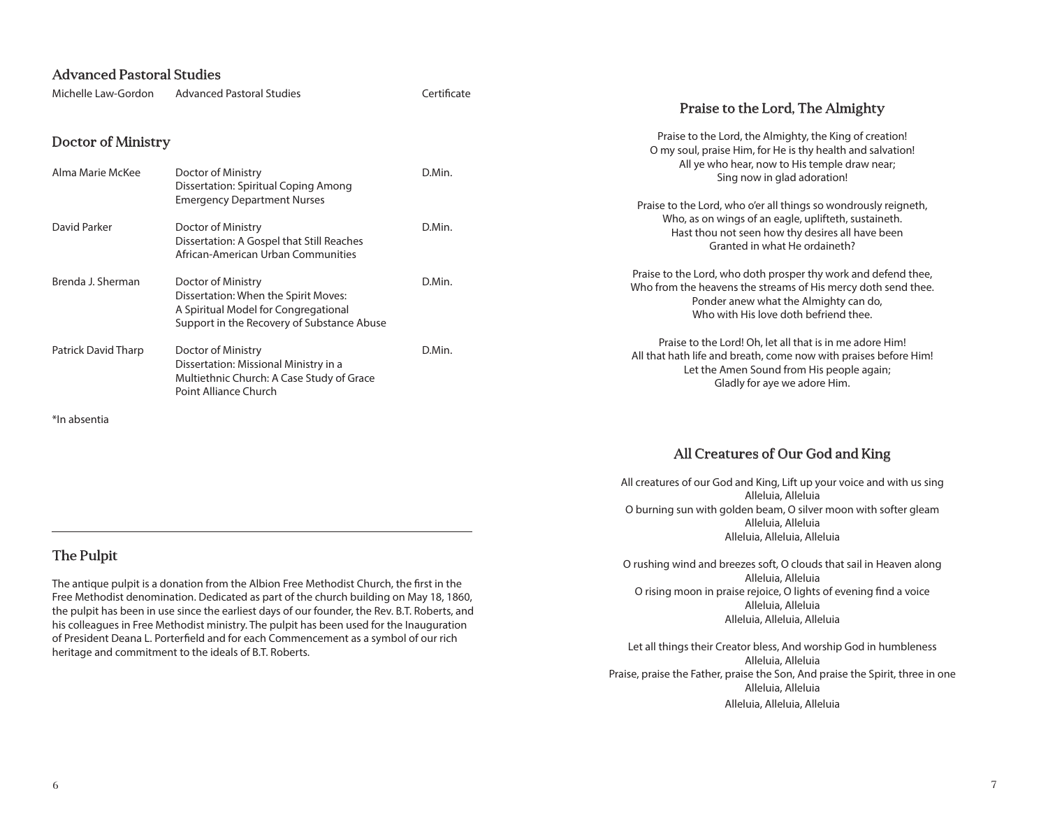## Advanced Pastoral Studies

| Name | Program | Degree |
|---|---|---|
| Michelle Law-Gordon | Advanced Pastoral Studies | Certificate |

## Doctor of Ministry

| Name | Program | Degree |
|---|---|---|
| Alma Marie McKee | Doctor of Ministry<br>Dissertation: Spiritual Coping Among Emergency Department Nurses | D.Min. |
| David Parker | Doctor of Ministry<br>Dissertation: A Gospel that Still Reaches African-American Urban Communities | D.Min. |
| Brenda J. Sherman | Doctor of Ministry<br>Dissertation: When the Spirit Moves: A Spiritual Model for Congregational Support in the Recovery of Substance Abuse | D.Min. |
| Patrick David Tharp | Doctor of Ministry<br>Dissertation: Missional Ministry in a Multiethnic Church: A Case Study of Grace Point Alliance Church | D.Min. |

*In absentia

## The Pulpit

The antique pulpit is a donation from the Albion Free Methodist Church, the first in the Free Methodist denomination. Dedicated as part of the church building on May 18, 1860, the pulpit has been in use since the earliest days of our founder, the Rev. B.T. Roberts, and his colleagues in Free Methodist ministry. The pulpit has been used for the Inauguration of President Deana L. Porterfield and for each Commencement as a symbol of our rich heritage and commitment to the ideals of B.T. Roberts.

## Praise to the Lord, The Almighty

Praise to the Lord, the Almighty, the King of creation!
O my soul, praise Him, for He is thy health and salvation!
All ye who hear, now to His temple draw near;
Sing now in glad adoration!

Praise to the Lord, who o'er all things so wondrously reigneth,
Who, as on wings of an eagle, uplifteth, sustaineth.
Hast thou not seen how thy desires all have been
Granted in what He ordaineth?

Praise to the Lord, who doth prosper thy work and defend thee,
Who from the heavens the streams of His mercy doth send thee.
Ponder anew what the Almighty can do,
Who with His love doth befriend thee.

Praise to the Lord! Oh, let all that is in me adore Him!
All that hath life and breath, come now with praises before Him!
Let the Amen Sound from His people again;
Gladly for aye we adore Him.

## All Creatures of Our God and King

All creatures of our God and King, Lift up your voice and with us sing
Alleluia, Alleluia
O burning sun with golden beam, O silver moon with softer gleam
Alleluia, Alleluia
Alleluia, Alleluia, Alleluia

O rushing wind and breezes soft, O clouds that sail in Heaven along
Alleluia, Alleluia
O rising moon in praise rejoice, O lights of evening find a voice
Alleluia, Alleluia
Alleluia, Alleluia, Alleluia

Let all things their Creator bless, And worship God in humbleness
Alleluia, Alleluia
Praise, praise the Father, praise the Son, And praise the Spirit, three in one
Alleluia, Alleluia
Alleluia, Alleluia, Alleluia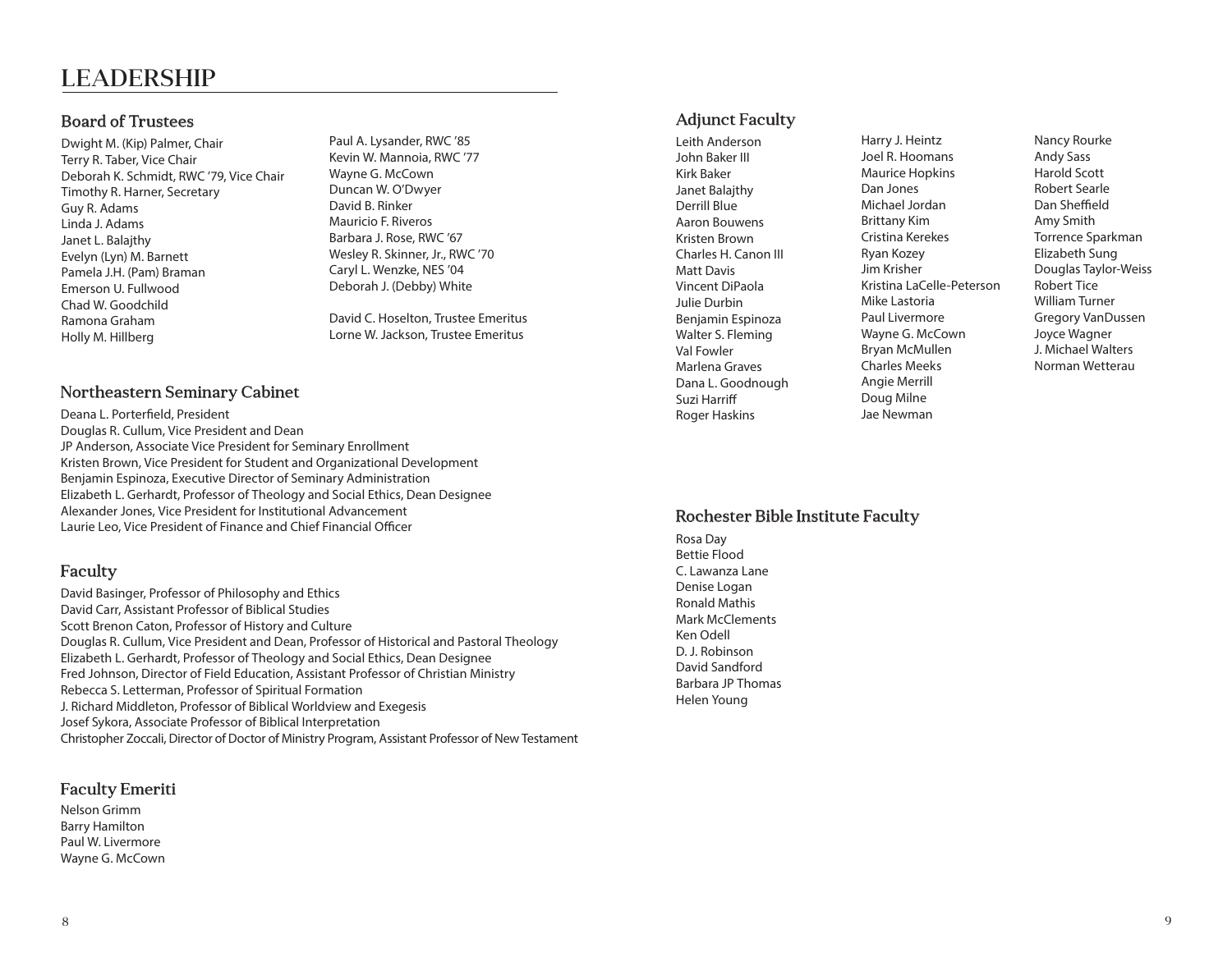# LEADERSHIP

## Board of Trustees

Dwight M. (Kip) Palmer, Chair
Terry R. Taber, Vice Chair
Deborah K. Schmidt, RWC '79, Vice Chair
Timothy R. Harner, Secretary
Guy R. Adams
Linda J. Adams
Janet L. Balajthy
Evelyn (Lyn) M. Barnett
Pamela J.H. (Pam) Braman
Emerson U. Fullwood
Chad W. Goodchild
Ramona Graham
Holly M. Hillberg
Paul A. Lysander, RWC '85
Kevin W. Mannoia, RWC '77
Wayne G. McCown
Duncan W. O'Dwyer
David B. Rinker
Mauricio F. Riveros
Barbara J. Rose, RWC '67
Wesley R. Skinner, Jr., RWC '70
Caryl L. Wenzke, NES '04
Deborah J. (Debby) White

David C. Hoselton, Trustee Emeritus
Lorne W. Jackson, Trustee Emeritus

## Northeastern Seminary Cabinet

Deana L. Porterfield, President
Douglas R. Cullum, Vice President and Dean
JP Anderson, Associate Vice President for Seminary Enrollment
Kristen Brown, Vice President for Student and Organizational Development
Benjamin Espinoza, Executive Director of Seminary Administration
Elizabeth L. Gerhardt, Professor of Theology and Social Ethics, Dean Designee
Alexander Jones, Vice President for Institutional Advancement
Laurie Leo, Vice President of Finance and Chief Financial Officer

## Faculty

David Basinger, Professor of Philosophy and Ethics
David Carr, Assistant Professor of Biblical Studies
Scott Brenon Caton, Professor of History and Culture
Douglas R. Cullum, Vice President and Dean, Professor of Historical and Pastoral Theology
Elizabeth L. Gerhardt, Professor of Theology and Social Ethics, Dean Designee
Fred Johnson, Director of Field Education, Assistant Professor of Christian Ministry
Rebecca S. Letterman, Professor of Spiritual Formation
J. Richard Middleton, Professor of Biblical Worldview and Exegesis
Josef Sykora, Associate Professor of Biblical Interpretation
Christopher Zoccali, Director of Doctor of Ministry Program, Assistant Professor of New Testament

## Faculty Emeriti

Nelson Grimm
Barry Hamilton
Paul W. Livermore
Wayne G. McCown

## Adjunct Faculty

Leith Anderson
John Baker III
Kirk Baker
Janet Balajthy
Derrill Blue
Aaron Bouwens
Kristen Brown
Charles H. Canon III
Matt Davis
Vincent DiPaola
Julie Durbin
Benjamin Espinoza
Walter S. Fleming
Val Fowler
Marlena Graves
Dana L. Goodnough
Suzi Harriff
Roger Haskins
Harry J. Heintz
Joel R. Hoomans
Maurice Hopkins
Dan Jones
Michael Jordan
Brittany Kim
Cristina Kerekes
Ryan Kozey
Jim Krisher
Kristina LaCelle-Peterson
Mike Lastoria
Paul Livermore
Wayne G. McCown
Bryan McMullen
Charles Meeks
Angie Merrill
Doug Milne
Jae Newman
Nancy Rourke
Andy Sass
Harold Scott
Robert Searle
Dan Sheffield
Amy Smith
Torrence Sparkman
Elizabeth Sung
Douglas Taylor-Weiss
Robert Tice
William Turner
Gregory VanDussen
Joyce Wagner
J. Michael Walters
Norman Wetterau

## Rochester Bible Institute Faculty

Rosa Day
Bettie Flood
C. Lawanza Lane
Denise Logan
Ronald Mathis
Mark McClements
Ken Odell
D. J. Robinson
David Sandford
Barbara JP Thomas
Helen Young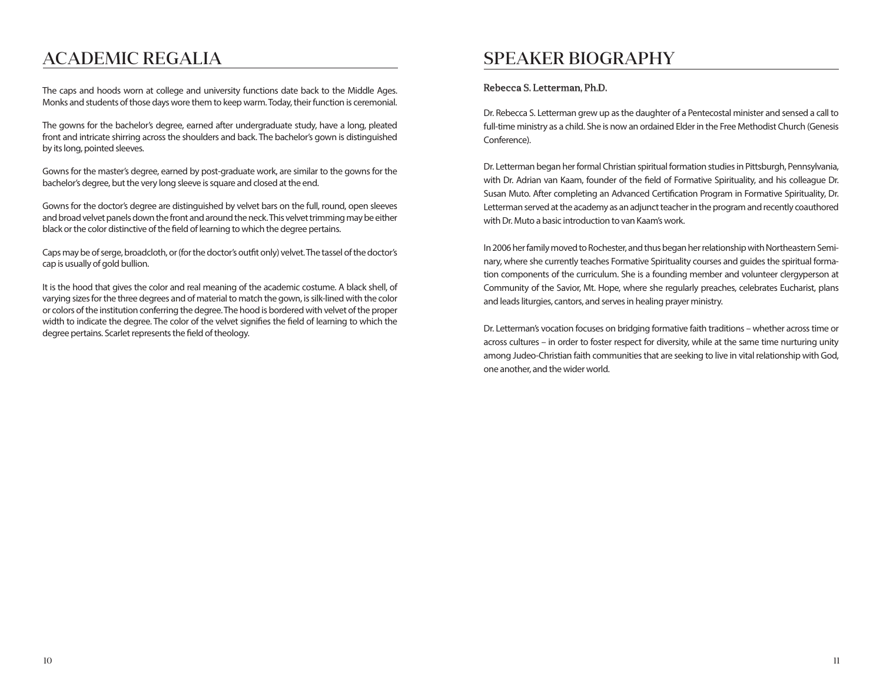# ACADEMIC REGALIA

The caps and hoods worn at college and university functions date back to the Middle Ages. Monks and students of those days wore them to keep warm. Today, their function is ceremonial.

The gowns for the bachelor's degree, earned after undergraduate study, have a long, pleated front and intricate shirring across the shoulders and back. The bachelor's gown is distinguished by its long, pointed sleeves.

Gowns for the master's degree, earned by post-graduate work, are similar to the gowns for the bachelor's degree, but the very long sleeve is square and closed at the end.

Gowns for the doctor's degree are distinguished by velvet bars on the full, round, open sleeves and broad velvet panels down the front and around the neck. This velvet trimming may be either black or the color distinctive of the field of learning to which the degree pertains.

Caps may be of serge, broadcloth, or (for the doctor's outfit only) velvet. The tassel of the doctor's cap is usually of gold bullion.

It is the hood that gives the color and real meaning of the academic costume. A black shell, of varying sizes for the three degrees and of material to match the gown, is silk-lined with the color or colors of the institution conferring the degree. The hood is bordered with velvet of the proper width to indicate the degree. The color of the velvet signifies the field of learning to which the degree pertains. Scarlet represents the field of theology.

# SPEAKER BIOGRAPHY

**Rebecca S. Letterman, Ph.D.**

Dr. Rebecca S. Letterman grew up as the daughter of a Pentecostal minister and sensed a call to full-time ministry as a child. She is now an ordained Elder in the Free Methodist Church (Genesis Conference).

Dr. Letterman began her formal Christian spiritual formation studies in Pittsburgh, Pennsylvania, with Dr. Adrian van Kaam, founder of the field of Formative Spirituality, and his colleague Dr. Susan Muto. After completing an Advanced Certification Program in Formative Spirituality, Dr. Letterman served at the academy as an adjunct teacher in the program and recently coauthored with Dr. Muto a basic introduction to van Kaam's work.

In 2006 her family moved to Rochester, and thus began her relationship with Northeastern Seminary, where she currently teaches Formative Spirituality courses and guides the spiritual formation components of the curriculum. She is a founding member and volunteer clergyperson at Community of the Savior, Mt. Hope, where she regularly preaches, celebrates Eucharist, plans and leads liturgies, cantors, and serves in healing prayer ministry.

Dr. Letterman's vocation focuses on bridging formative faith traditions – whether across time or across cultures – in order to foster respect for diversity, while at the same time nurturing unity among Judeo-Christian faith communities that are seeking to live in vital relationship with God, one another, and the wider world.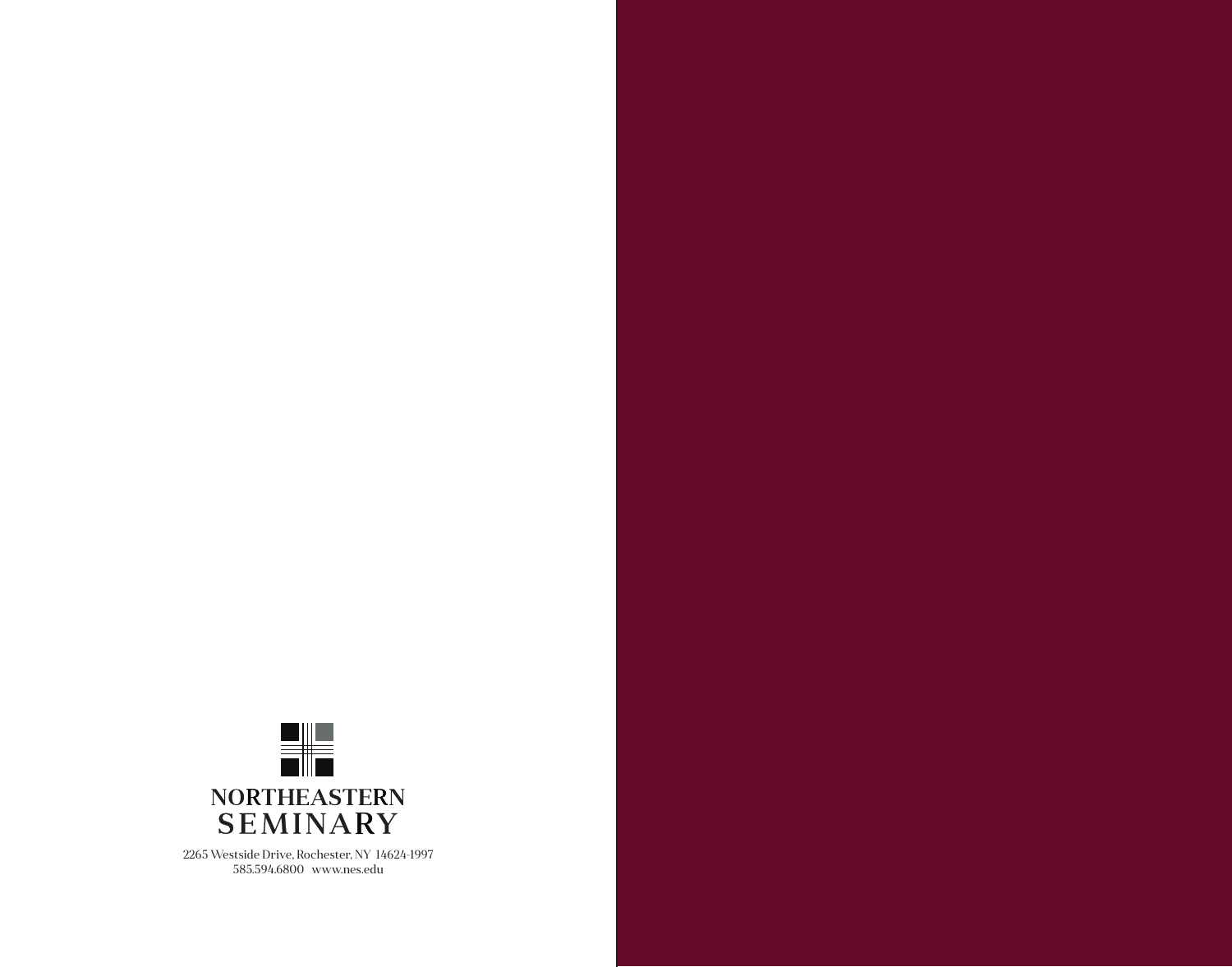NORTHEASTERN
SEMINARY

2265 Westside Drive, Rochester, NY 14624-1997
585.594.6800 www.nes.edu